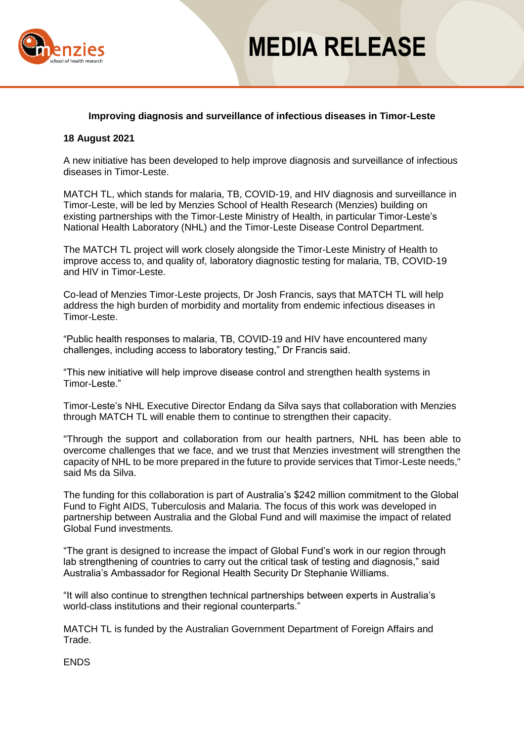# MEDIA RELEASE

**Improving diagnosis and surveillance of infectious diseases in Timor-Leste**

**18 August 2021**

A new initiative has been developed to help improve diagnosis and surveillance of infectious diseases in Timor-Leste.

MATCH TL, which stands for malaria, TB, COVID-19, and HIV diagnosis and surveillance in Timor-Leste, will be led by Menzies School of Health Research (Menzies) building on existing partnerships with the Timor-Leste Ministry of Health, in particular Timor-Leste's National Health Laboratory (NHL) and the Timor-Leste Disease Control Department.

The MATCH TL project will work closely alongside the Timor-Leste Ministry of Health to improve access to, and quality of, laboratory diagnostic testing for malaria, TB, COVID-19 and HIV in Timor-Leste.

Co-lead of Menzies Timor-Leste projects, Dr Josh Francis, says that MATCH TL will help address the high burden of morbidity and mortality from endemic infectious diseases in Timor-Leste.

"Public health responses to malaria, TB, COVID-19 and HIV have encountered many challenges, including access to laboratory testing," Dr Francis said.

"This new initiative will help improve disease control and strengthen health systems in Timor-Leste."

Timor-Leste's NHL Executive Director Endang da Silva says that collaboration with Menzies through MATCH TL will enable them to continue to strengthen their capacity.

"Through the support and collaboration from our health partners, NHL has been able to overcome challenges that we face, and we trust that Menzies investment will strengthen the capacity of NHL to be more prepared in the future to provide services that Timor-Leste needs," said Ms da Silva.

The funding for this collaboration is part of Australia's $242 million commitment to the Global Fund to Fight AIDS, Tuberculosis and Malaria. The focus of this work was developed in partnership between Australia and the Global Fund and will maximise the impact of related Global Fund investments.

"The grant is designed to increase the impact of Global Fund's work in our region through lab strengthening of countries to carry out the critical task of testing and diagnosis," said Australia's Ambassador for Regional Health Security Dr Stephanie Williams.

"It will also continue to strengthen technical partnerships between experts in Australia's world-class institutions and their regional counterparts."

MATCH TL is funded by the Australian Government Department of Foreign Affairs and Trade.

ENDS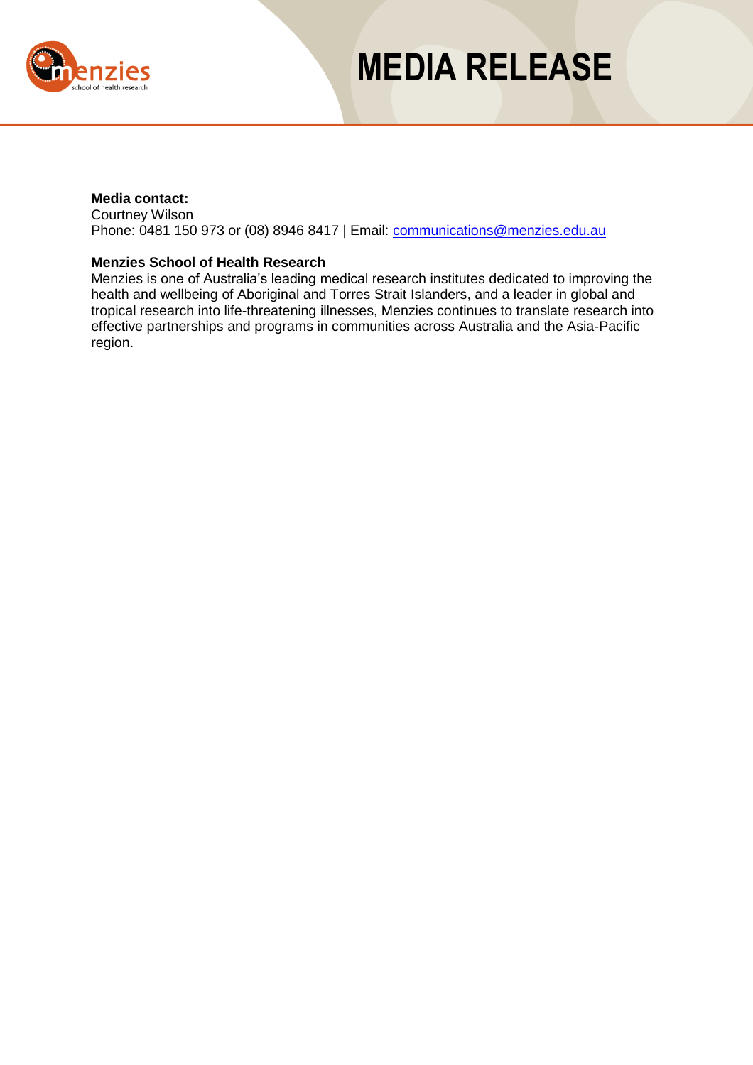**Media contact:**
Courtney Wilson
Phone: 0481 150 973 or (08) 8946 8417 | Email: communications@menzies.edu.au

**Menzies School of Health Research**
Menzies is one of Australia's leading medical research institutes dedicated to improving the health and wellbeing of Aboriginal and Torres Strait Islanders, and a leader in global and tropical research into life-threatening illnesses, Menzies continues to translate research into effective partnerships and programs in communities across Australia and the Asia-Pacific region.